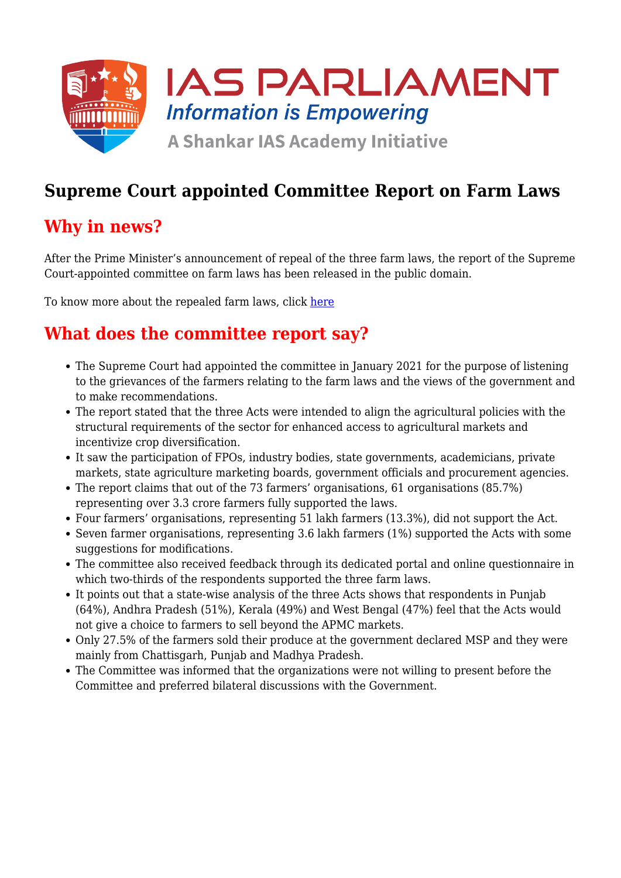# Supreme Court appointed Committee Report on Farm Laws

## Why in news?

After the Prime Minister's announcement of repeal of the three farm laws, the report of the Supreme Court-appointed committee on farm laws has been released in the public domain.

To know more about the repealed farm laws, click here

## What does the committee report say?

- The Supreme Court had appointed the committee in January 2021 for the purpose of listening to the grievances of the farmers relating to the farm laws and the views of the government and to make recommendations.
- The report stated that the three Acts were intended to align the agricultural policies with the structural requirements of the sector for enhanced access to agricultural markets and incentivize crop diversification.
- It saw the participation of FPOs, industry bodies, state governments, academicians, private markets, state agriculture marketing boards, government officials and procurement agencies.
- The report claims that out of the 73 farmers' organisations, 61 organisations (85.7%) representing over 3.3 crore farmers fully supported the laws.
- Four farmers' organisations, representing 51 lakh farmers (13.3%), did not support the Act.
- Seven farmer organisations, representing 3.6 lakh farmers (1%) supported the Acts with some suggestions for modifications.
- The committee also received feedback through its dedicated portal and online questionnaire in which two-thirds of the respondents supported the three farm laws.
- It points out that a state-wise analysis of the three Acts shows that respondents in Punjab (64%), Andhra Pradesh (51%), Kerala (49%) and West Bengal (47%) feel that the Acts would not give a choice to farmers to sell beyond the APMC markets.
- Only 27.5% of the farmers sold their produce at the government declared MSP and they were mainly from Chattisgarh, Punjab and Madhya Pradesh.
- The Committee was informed that the organizations were not willing to present before the Committee and preferred bilateral discussions with the Government.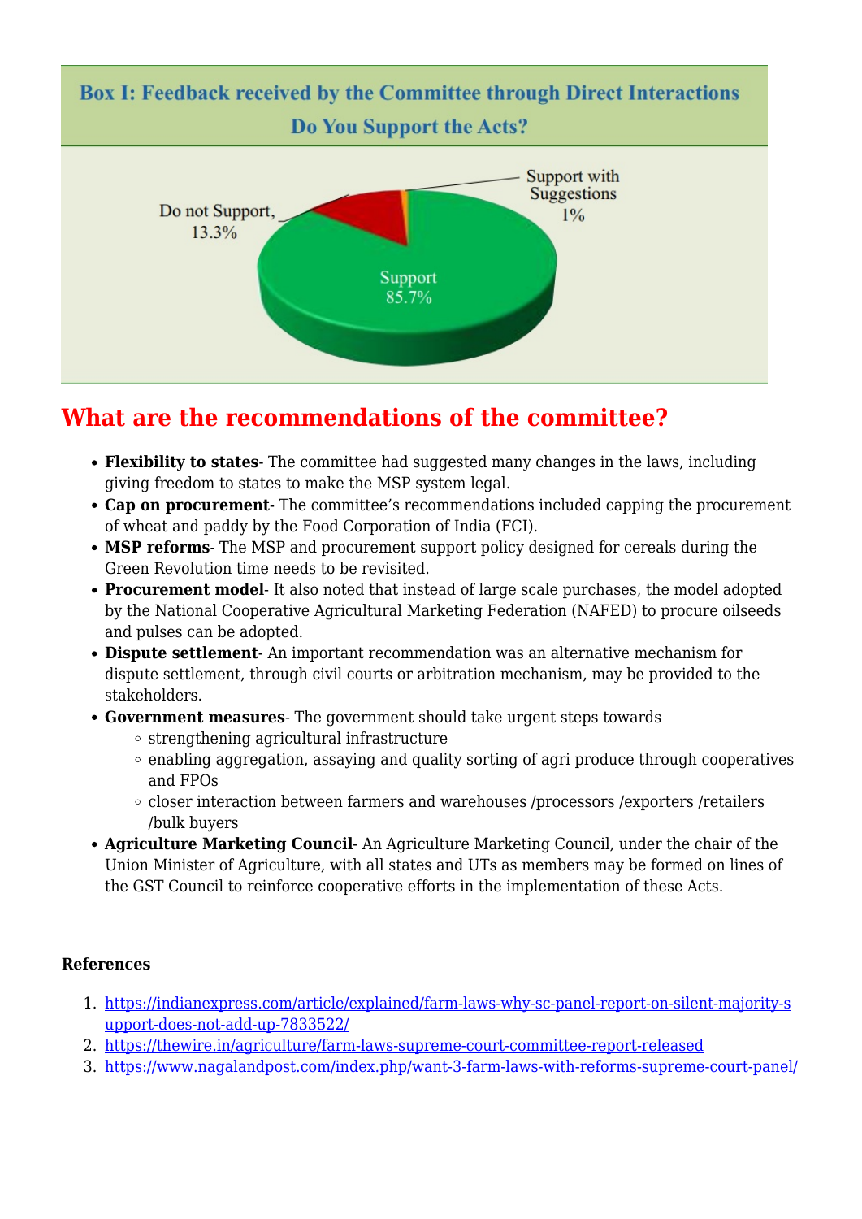**Box I: Feedback received by the Committee through Direct Interactions**

**Do You Support the Acts?**

Do not Support, 13.3%

Support with Suggestions 1%

Support 85.7%

## What are the recommendations of the committee?

- **Flexibility to states**- The committee had suggested many changes in the laws, including giving freedom to states to make the MSP system legal.
- **Cap on procurement**- The committee's recommendations included capping the procurement of wheat and paddy by the Food Corporation of India (FCI).
- **MSP reforms**- The MSP and procurement support policy designed for cereals during the Green Revolution time needs to be revisited.
- **Procurement model**- It also noted that instead of large scale purchases, the model adopted by the National Cooperative Agricultural Marketing Federation (NAFED) to procure oilseeds and pulses can be adopted.
- **Dispute settlement**- An important recommendation was an alternative mechanism for dispute settlement, through civil courts or arbitration mechanism, may be provided to the stakeholders.
- **Government measures**- The government should take urgent steps towards
  - strengthening agricultural infrastructure
  - enabling aggregation, assaying and quality sorting of agri produce through cooperatives and FPOs
  - closer interaction between farmers and warehouses /processors /exporters /retailers /bulk buyers
- **Agriculture Marketing Council**- An Agriculture Marketing Council, under the chair of the Union Minister of Agriculture, with all states and UTs as members may be formed on lines of the GST Council to reinforce cooperative efforts in the implementation of these Acts.

**References**

1. https://indianexpress.com/article/explained/farm-laws-why-sc-panel-report-on-silent-majority-support-does-not-add-up-7833522/
2. https://thewire.in/agriculture/farm-laws-supreme-court-committee-report-released
3. https://www.nagalandpost.com/index.php/want-3-farm-laws-with-reforms-supreme-court-panel/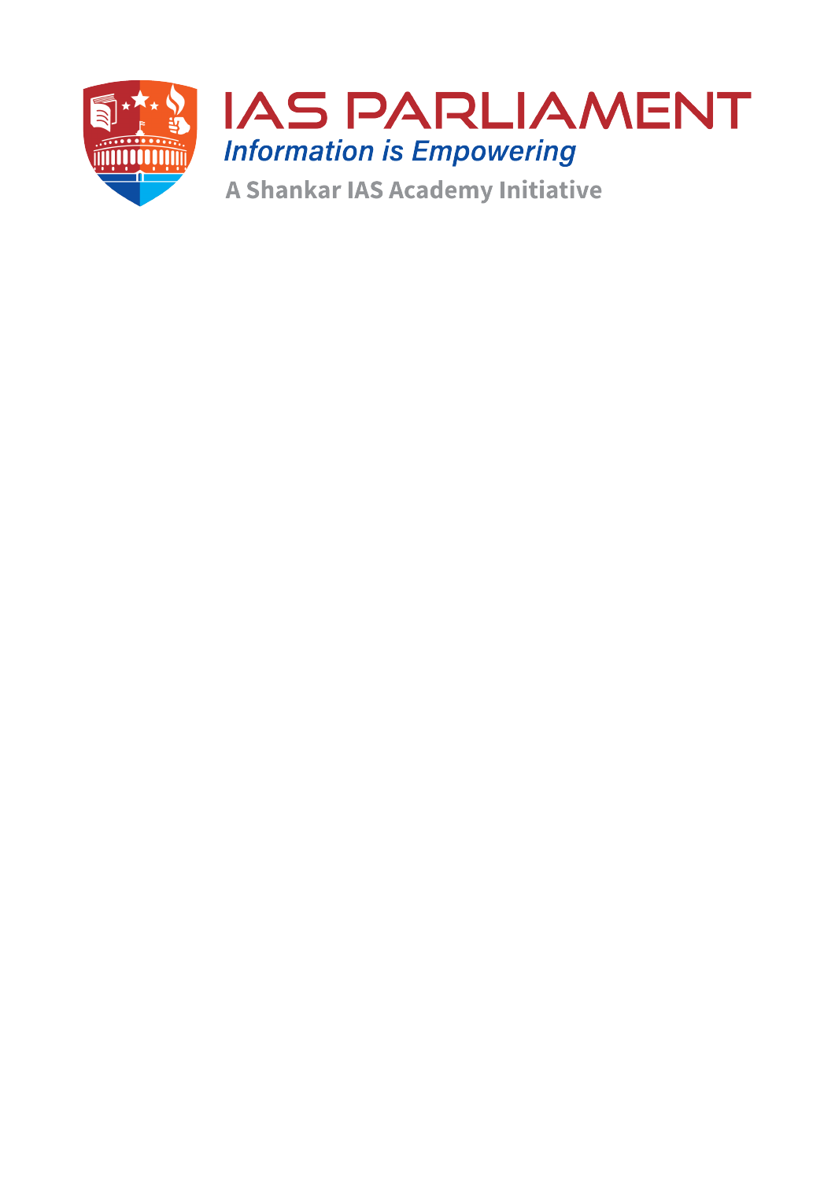# IAS PARLIAMENT

*Information is Empowering*

**A Shankar IAS Academy Initiative**